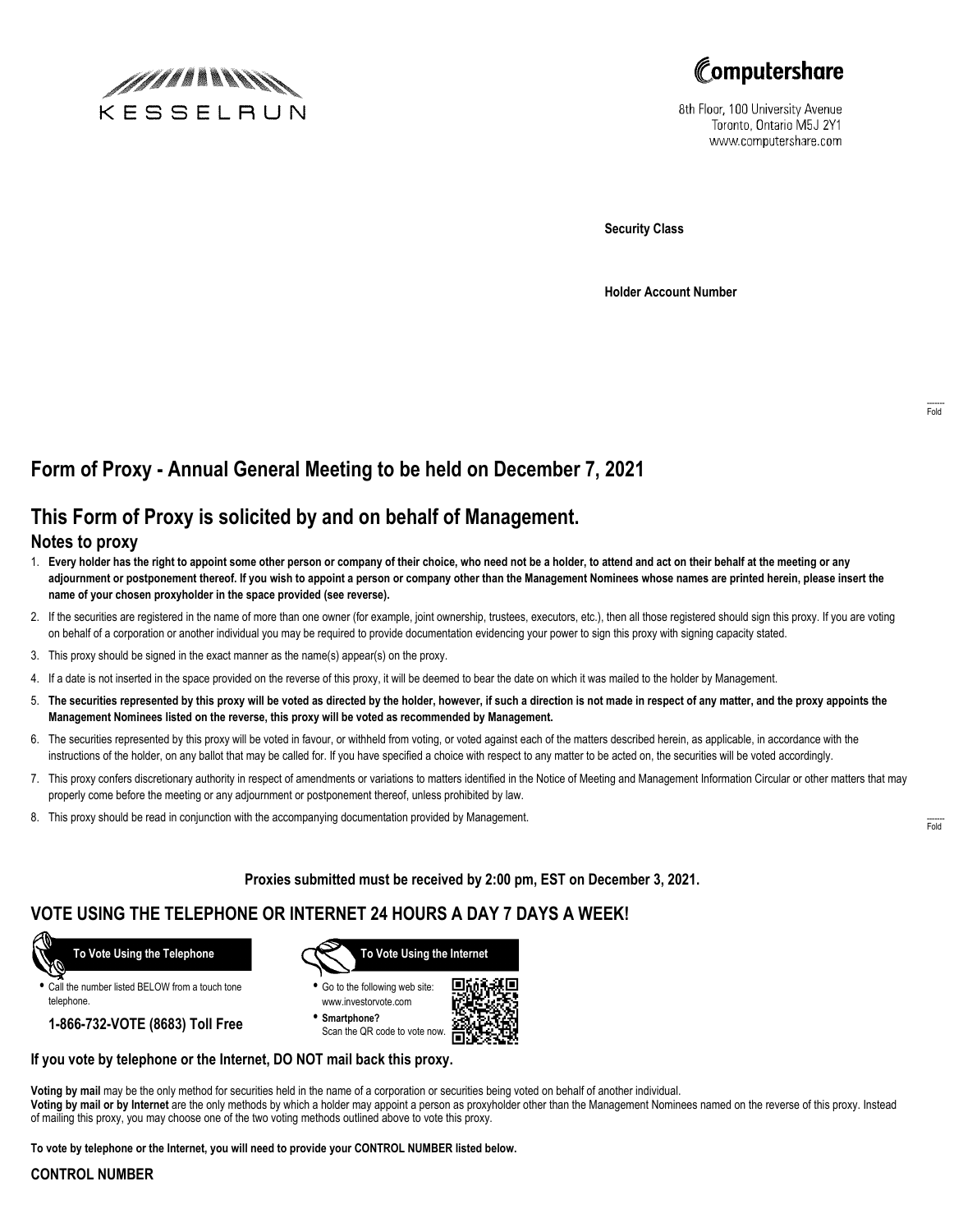KESSELRUN

Computershare

8th Floor, 100 University Avenue
Toronto, Ontario M5J 2Y1
www.computershare.com

**Security Class**

**Holder Account Number**

# Form of Proxy - Annual General Meeting to be held on December 7, 2021

## This Form of Proxy is solicited by and on behalf of Management.

### Notes to proxy

1. **Every holder has the right to appoint some other person or company of their choice, who need not be a holder, to attend and act on their behalf at the meeting or any adjournment or postponement thereof. If you wish to appoint a person or company other than the Management Nominees whose names are printed herein, please insert the name of your chosen proxyholder in the space provided (see reverse).**
2. If the securities are registered in the name of more than one owner (for example, joint ownership, trustees, executors, etc.), then all those registered should sign this proxy. If you are voting on behalf of a corporation or another individual you may be required to provide documentation evidencing your power to sign this proxy with signing capacity stated.
3. This proxy should be signed in the exact manner as the name(s) appear(s) on the proxy.
4. If a date is not inserted in the space provided on the reverse of this proxy, it will be deemed to bear the date on which it was mailed to the holder by Management.
5. **The securities represented by this proxy will be voted as directed by the holder, however, if such a direction is not made in respect of any matter, and the proxy appoints the Management Nominees listed on the reverse, this proxy will be voted as recommended by Management.**
6. The securities represented by this proxy will be voted in favour, or withheld from voting, or voted against each of the matters described herein, as applicable, in accordance with the instructions of the holder, on any ballot that may be called for. If you have specified a choice with respect to any matter to be acted on, the securities will be voted accordingly.
7. This proxy confers discretionary authority in respect of amendments or variations to matters identified in the Notice of Meeting and Management Information Circular or other matters that may properly come before the meeting or any adjournment or postponement thereof, unless prohibited by law.
8. This proxy should be read in conjunction with the accompanying documentation provided by Management.

**Proxies submitted must be received by 2:00 pm, EST on December 3, 2021.**

## VOTE USING THE TELEPHONE OR INTERNET 24 HOURS A DAY 7 DAYS A WEEK!

**To Vote Using the Telephone**

- Call the number listed BELOW from a touch tone telephone.

**1-866-732-VOTE (8683) Toll Free**

**To Vote Using the Internet**

- Go to the following web site: www.investorvote.com
- **Smartphone?** Scan the QR code to vote now.

**If you vote by telephone or the Internet, DO NOT mail back this proxy.**

**Voting by mail** may be the only method for securities held in the name of a corporation or securities being voted on behalf of another individual.
**Voting by mail or by Internet** are the only methods by which a holder may appoint a person as proxyholder other than the Management Nominees named on the reverse of this proxy. Instead of mailing this proxy, you may choose one of the two voting methods outlined above to vote this proxy.

**To vote by telephone or the Internet, you will need to provide your CONTROL NUMBER listed below.**

**CONTROL NUMBER**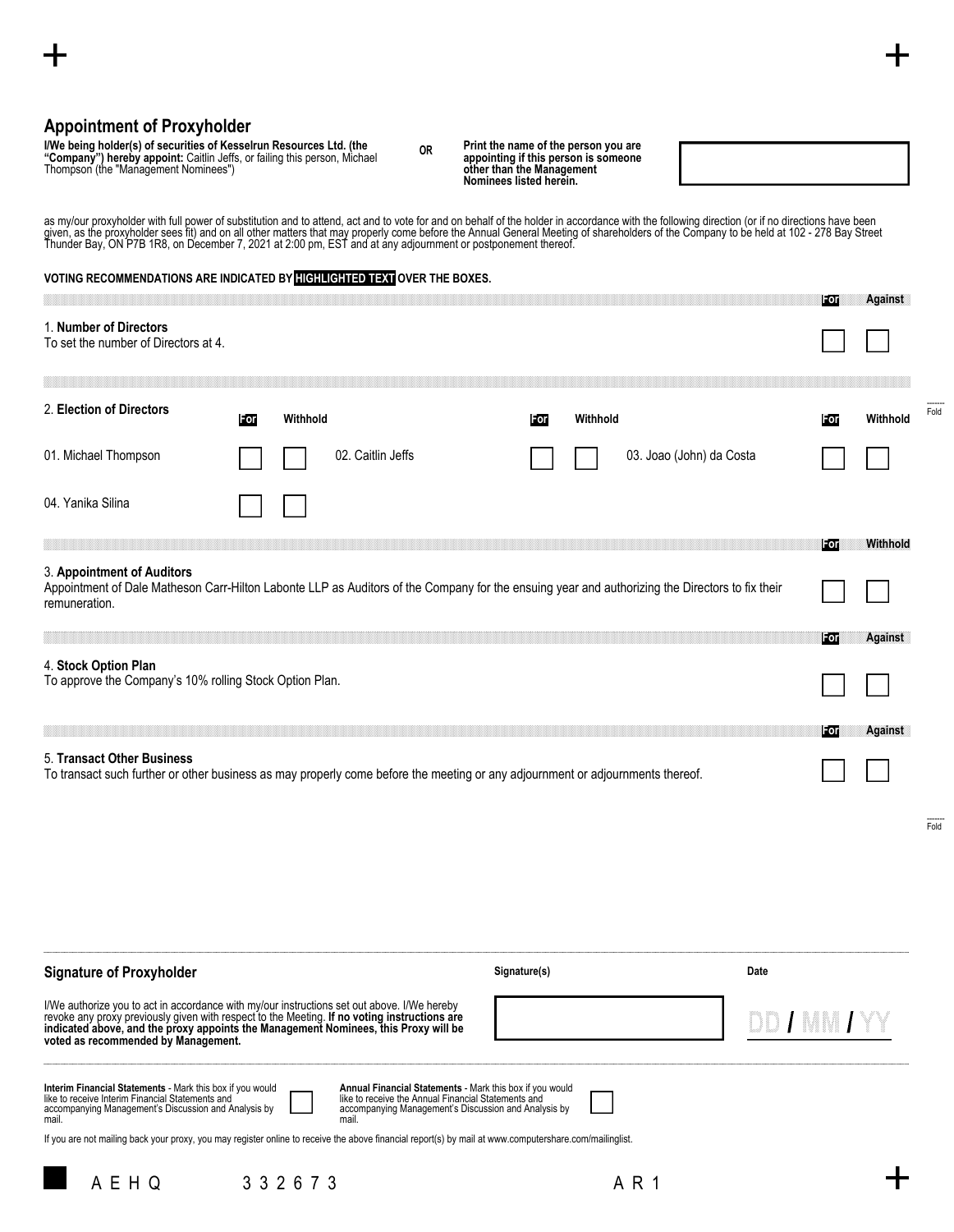## Appointment of Proxyholder

**I/We being holder(s) of securities of Kesselrun Resources Ltd. (the "Company") hereby appoint:** Caitlin Jeffs, or failing this person, Michael Thompson (the "Management Nominees")

**OR**

**Print the name of the person you are appointing if this person is someone other than the Management Nominees listed herein.**

as my/our proxyholder with full power of substitution and to attend, act and to vote for and on behalf of the holder in accordance with the following direction (or if no directions have been given, as the proxyholder sees fit) and on all other matters that may properly come before the Annual General Meeting of shareholders of the Company to be held at 102 - 278 Bay Street Thunder Bay, ON P7B 1R8, on December 7, 2021 at 2:00 pm, EST and at any adjournment or postponement thereof.

**VOTING RECOMMENDATIONS ARE INDICATED BY HIGHLIGHTED TEXT OVER THE BOXES.**

| | For | Against |
|---|---|---|
| 1. **Number of Directors** To set the number of Directors at 4. | ☐ | ☐ |

2. **Election of Directors**

| | For | Withhold | | For | Withhold | | For | Withhold |
|---|---|---|---|---|---|---|---|---|
| 01. Michael Thompson | ☐ | ☐ | 02. Caitlin Jeffs | ☐ | ☐ | 03. Joao (John) da Costa | ☐ | ☐ |
| 04. Yanika Silina | ☐ | ☐ | | | | | | |

| | For | Withhold |
|---|---|---|
| 3. **Appointment of Auditors** Appointment of Dale Matheson Carr-Hilton Labonte LLP as Auditors of the Company for the ensuing year and authorizing the Directors to fix their remuneration. | ☐ | ☐ |

| | For | Against |
|---|---|---|
| 4. **Stock Option Plan** To approve the Company's 10% rolling Stock Option Plan. | ☐ | ☐ |

| | For | Against |
|---|---|---|
| 5. **Transact Other Business** To transact such further or other business as may properly come before the meeting or any adjournment or adjournments thereof. | ☐ | ☐ |

Fold

Fold

## Signature of Proxyholder

I/We authorize you to act in accordance with my/our instructions set out above. I/We hereby revoke any proxy previously given with respect to the Meeting. **If no voting instructions are indicated above, and the proxy appoints the Management Nominees, this Proxy will be voted as recommended by Management.**

Signature(s)

Date

DD / MM / YY

**Interim Financial Statements** - Mark this box if you would like to receive Interim Financial Statements and accompanying Management's Discussion and Analysis by mail. ☐

**Annual Financial Statements** - Mark this box if you would like to receive the Annual Financial Statements and accompanying Management's Discussion and Analysis by mail. ☐

If you are not mailing back your proxy, you may register online to receive the above financial report(s) by mail at www.computershare.com/mailinglist.

A E H Q 3 3 2 6 7 3 A R 1